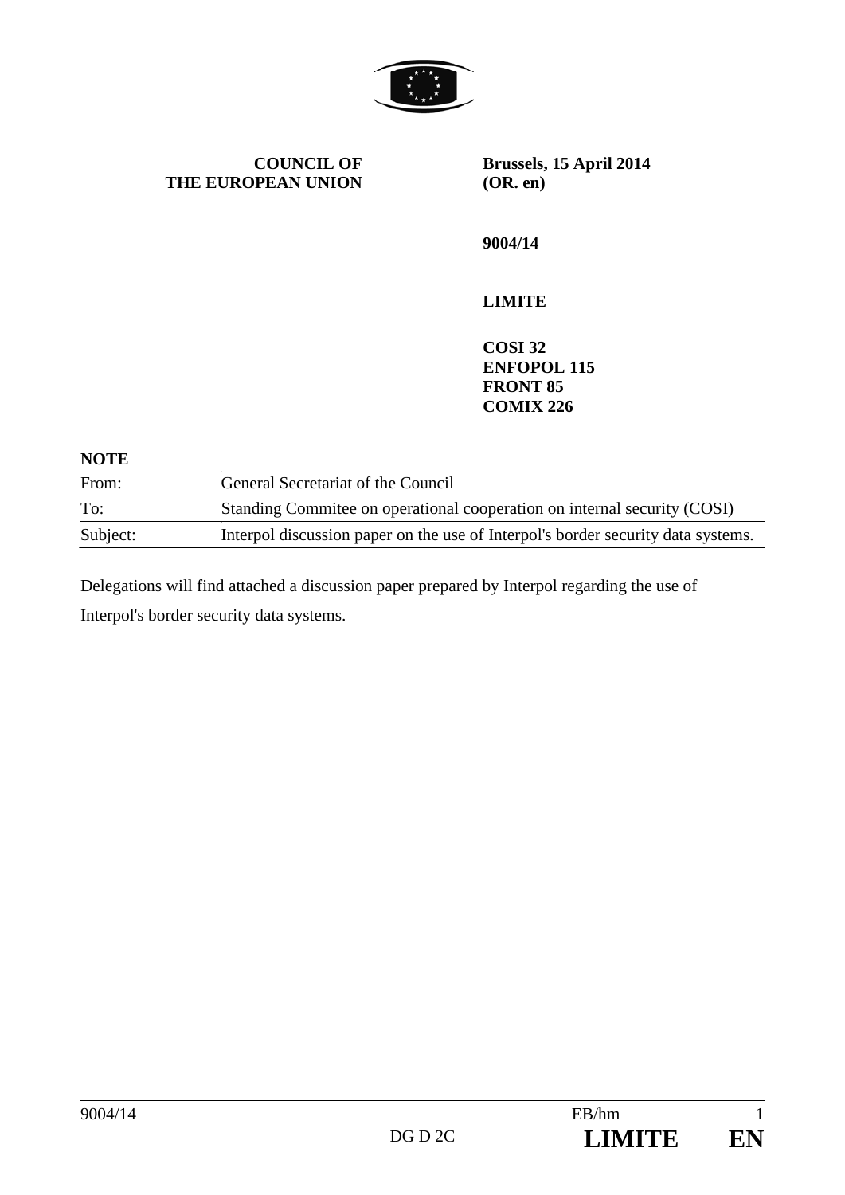**COUNCIL OF THE EUROPEAN UNION**

**Brussels, 15 April 2014**
**(OR. en)**

**9004/14**

**LIMITE**

**COSI 32**
**ENFOPOL 115**
**FRONT 85**
**COMIX 226**

**NOTE**

| | |
|---|---|
| From: | General Secretariat of the Council |
| To: | Standing Commitee on operational cooperation on internal security (COSI) |
| Subject: | Interpol discussion paper on the use of Interpol's border security data systems. |

Delegations will find attached a discussion paper prepared by Interpol regarding the use of Interpol's border security data systems.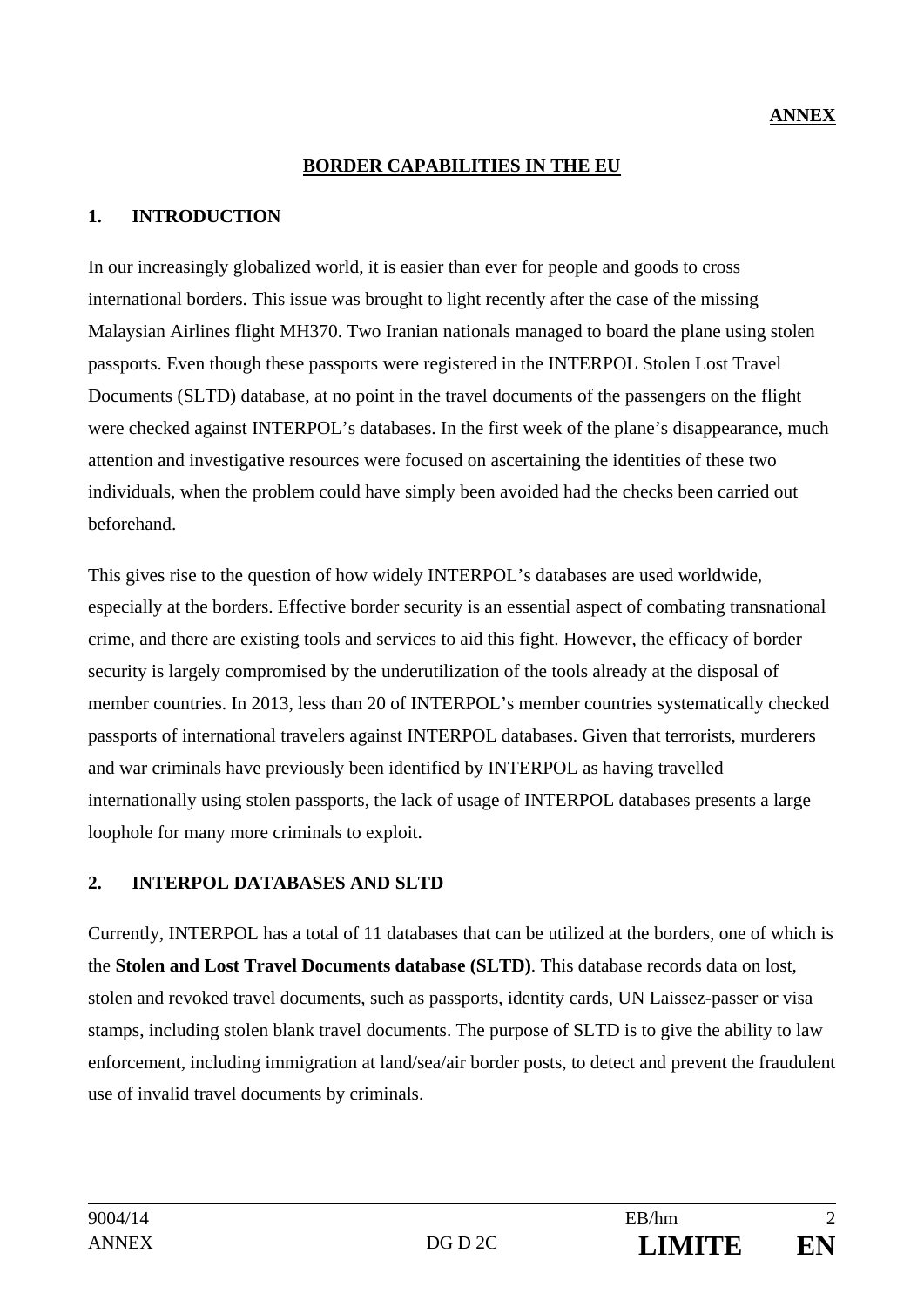**ANNEX**

# BORDER CAPABILITIES IN THE EU

## 1. INTRODUCTION

In our increasingly globalized world, it is easier than ever for people and goods to cross international borders. This issue was brought to light recently after the case of the missing Malaysian Airlines flight MH370. Two Iranian nationals managed to board the plane using stolen passports. Even though these passports were registered in the INTERPOL Stolen Lost Travel Documents (SLTD) database, at no point in the travel documents of the passengers on the flight were checked against INTERPOL's databases. In the first week of the plane's disappearance, much attention and investigative resources were focused on ascertaining the identities of these two individuals, when the problem could have simply been avoided had the checks been carried out beforehand.

This gives rise to the question of how widely INTERPOL's databases are used worldwide, especially at the borders. Effective border security is an essential aspect of combating transnational crime, and there are existing tools and services to aid this fight. However, the efficacy of border security is largely compromised by the underutilization of the tools already at the disposal of member countries. In 2013, less than 20 of INTERPOL's member countries systematically checked passports of international travelers against INTERPOL databases. Given that terrorists, murderers and war criminals have previously been identified by INTERPOL as having travelled internationally using stolen passports, the lack of usage of INTERPOL databases presents a large loophole for many more criminals to exploit.

## 2. INTERPOL DATABASES AND SLTD

Currently, INTERPOL has a total of 11 databases that can be utilized at the borders, one of which is the **Stolen and Lost Travel Documents database (SLTD)**. This database records data on lost, stolen and revoked travel documents, such as passports, identity cards, UN Laissez-passer or visa stamps, including stolen blank travel documents. The purpose of SLTD is to give the ability to law enforcement, including immigration at land/sea/air border posts, to detect and prevent the fraudulent use of invalid travel documents by criminals.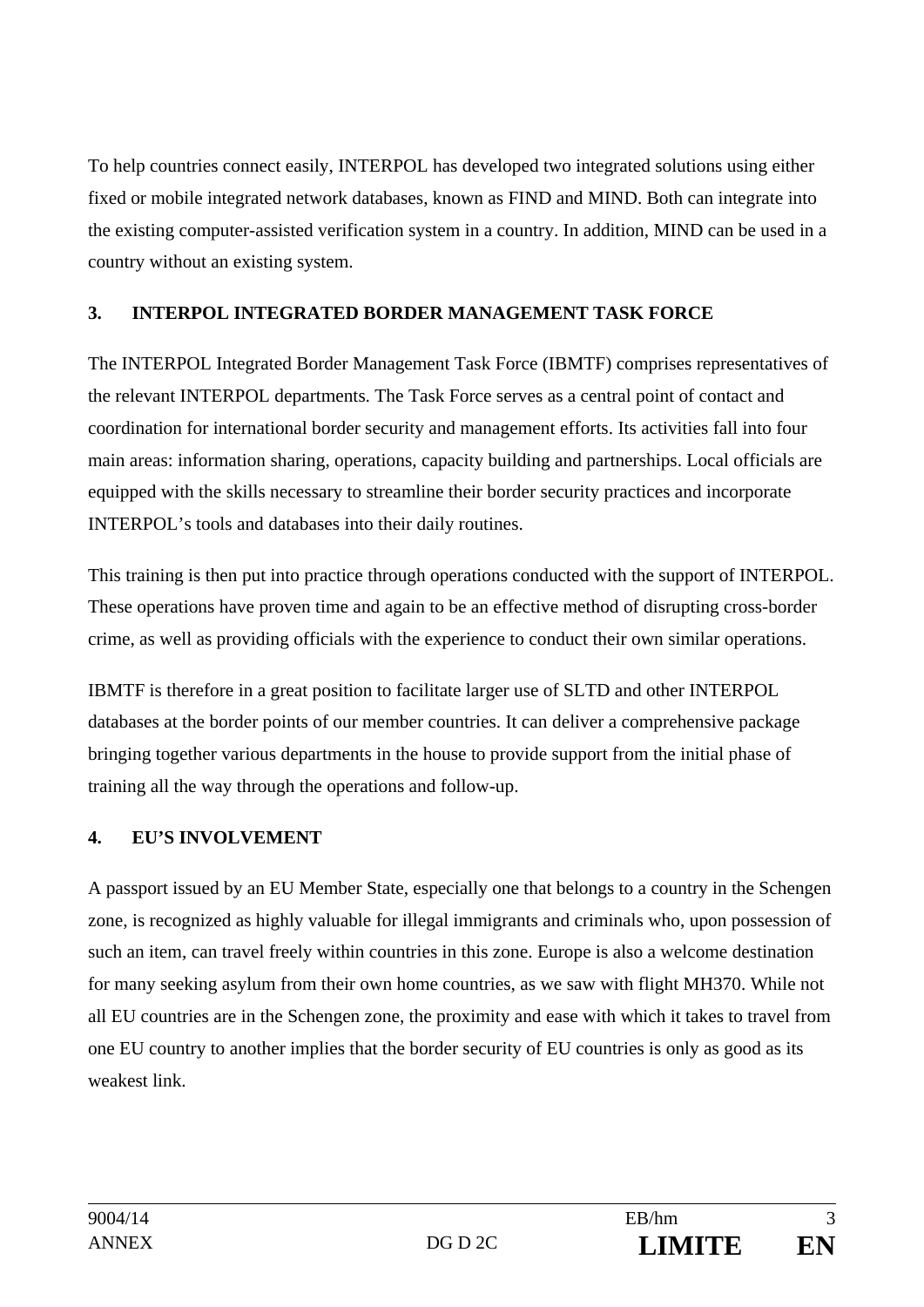To help countries connect easily, INTERPOL has developed two integrated solutions using either fixed or mobile integrated network databases, known as FIND and MIND. Both can integrate into the existing computer-assisted verification system in a country. In addition, MIND can be used in a country without an existing system.

## 3. INTERPOL INTEGRATED BORDER MANAGEMENT TASK FORCE

The INTERPOL Integrated Border Management Task Force (IBMTF) comprises representatives of the relevant INTERPOL departments. The Task Force serves as a central point of contact and coordination for international border security and management efforts. Its activities fall into four main areas: information sharing, operations, capacity building and partnerships. Local officials are equipped with the skills necessary to streamline their border security practices and incorporate INTERPOL's tools and databases into their daily routines.

This training is then put into practice through operations conducted with the support of INTERPOL. These operations have proven time and again to be an effective method of disrupting cross-border crime, as well as providing officials with the experience to conduct their own similar operations.

IBMTF is therefore in a great position to facilitate larger use of SLTD and other INTERPOL databases at the border points of our member countries. It can deliver a comprehensive package bringing together various departments in the house to provide support from the initial phase of training all the way through the operations and follow-up.

## 4. EU'S INVOLVEMENT

A passport issued by an EU Member State, especially one that belongs to a country in the Schengen zone, is recognized as highly valuable for illegal immigrants and criminals who, upon possession of such an item, can travel freely within countries in this zone. Europe is also a welcome destination for many seeking asylum from their own home countries, as we saw with flight MH370. While not all EU countries are in the Schengen zone, the proximity and ease with which it takes to travel from one EU country to another implies that the border security of EU countries is only as good as its weakest link.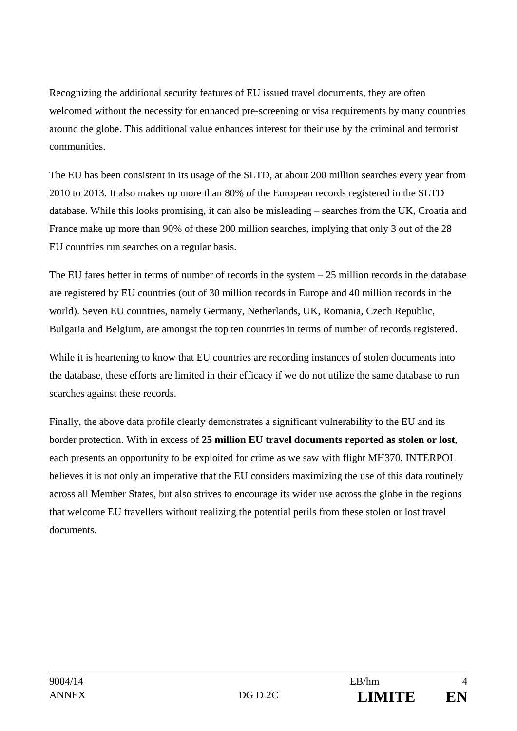Recognizing the additional security features of EU issued travel documents, they are often welcomed without the necessity for enhanced pre-screening or visa requirements by many countries around the globe. This additional value enhances interest for their use by the criminal and terrorist communities.

The EU has been consistent in its usage of the SLTD, at about 200 million searches every year from 2010 to 2013. It also makes up more than 80% of the European records registered in the SLTD database. While this looks promising, it can also be misleading – searches from the UK, Croatia and France make up more than 90% of these 200 million searches, implying that only 3 out of the 28 EU countries run searches on a regular basis.

The EU fares better in terms of number of records in the system – 25 million records in the database are registered by EU countries (out of 30 million records in Europe and 40 million records in the world). Seven EU countries, namely Germany, Netherlands, UK, Romania, Czech Republic, Bulgaria and Belgium, are amongst the top ten countries in terms of number of records registered.

While it is heartening to know that EU countries are recording instances of stolen documents into the database, these efforts are limited in their efficacy if we do not utilize the same database to run searches against these records.

Finally, the above data profile clearly demonstrates a significant vulnerability to the EU and its border protection. With in excess of **25 million EU travel documents reported as stolen or lost**, each presents an opportunity to be exploited for crime as we saw with flight MH370. INTERPOL believes it is not only an imperative that the EU considers maximizing the use of this data routinely across all Member States, but also strives to encourage its wider use across the globe in the regions that welcome EU travellers without realizing the potential perils from these stolen or lost travel documents.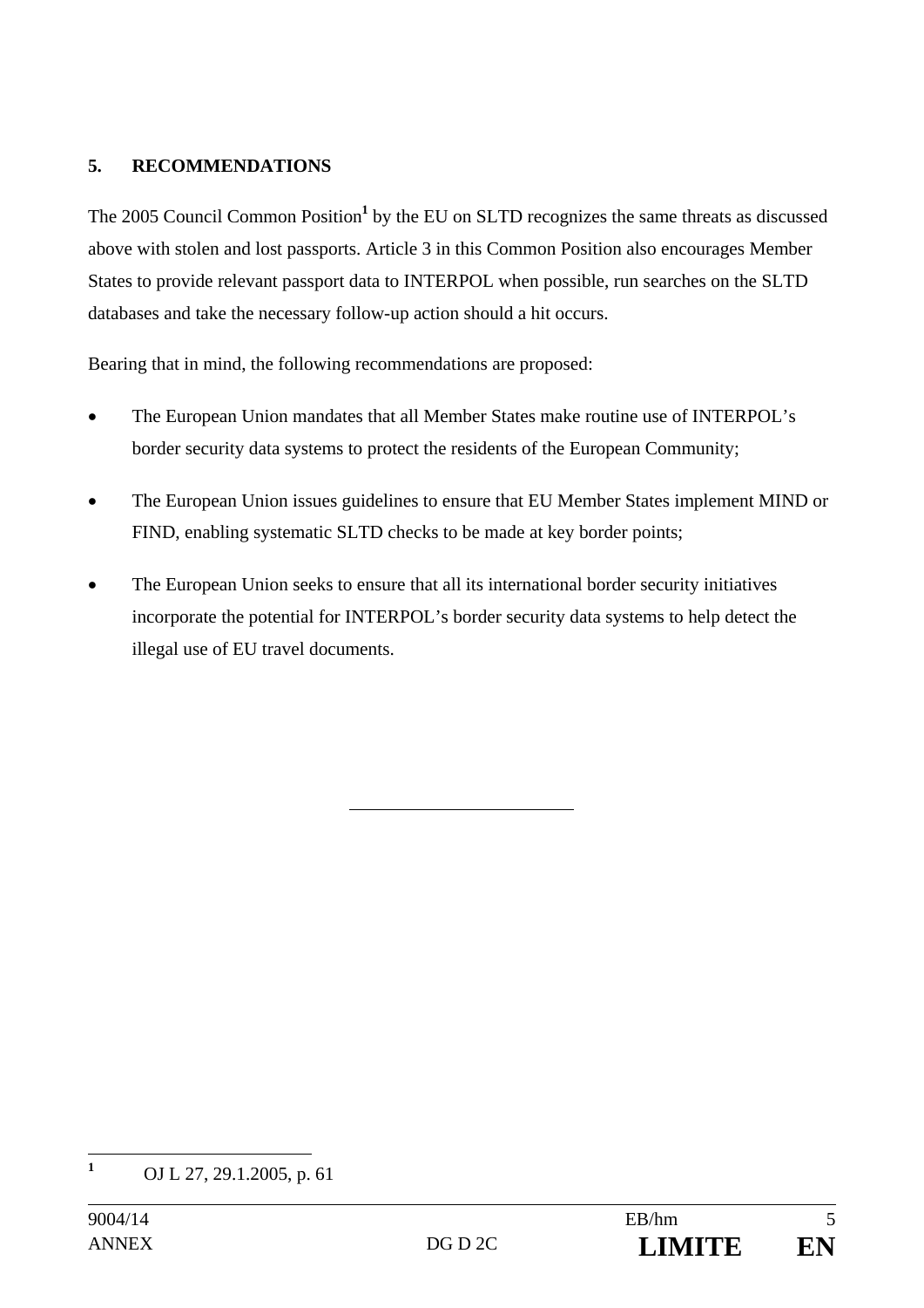## 5. RECOMMENDATIONS

The 2005 Council Common Position[1] by the EU on SLTD recognizes the same threats as discussed above with stolen and lost passports. Article 3 in this Common Position also encourages Member States to provide relevant passport data to INTERPOL when possible, run searches on the SLTD databases and take the necessary follow-up action should a hit occurs.

Bearing that in mind, the following recommendations are proposed:

- The European Union mandates that all Member States make routine use of INTERPOL's border security data systems to protect the residents of the European Community;
- The European Union issues guidelines to ensure that EU Member States implement MIND or FIND, enabling systematic SLTD checks to be made at key border points;
- The European Union seeks to ensure that all its international border security initiatives incorporate the potential for INTERPOL's border security data systems to help detect the illegal use of EU travel documents.

---

[1] OJ L 27, 29.1.2005, p. 61